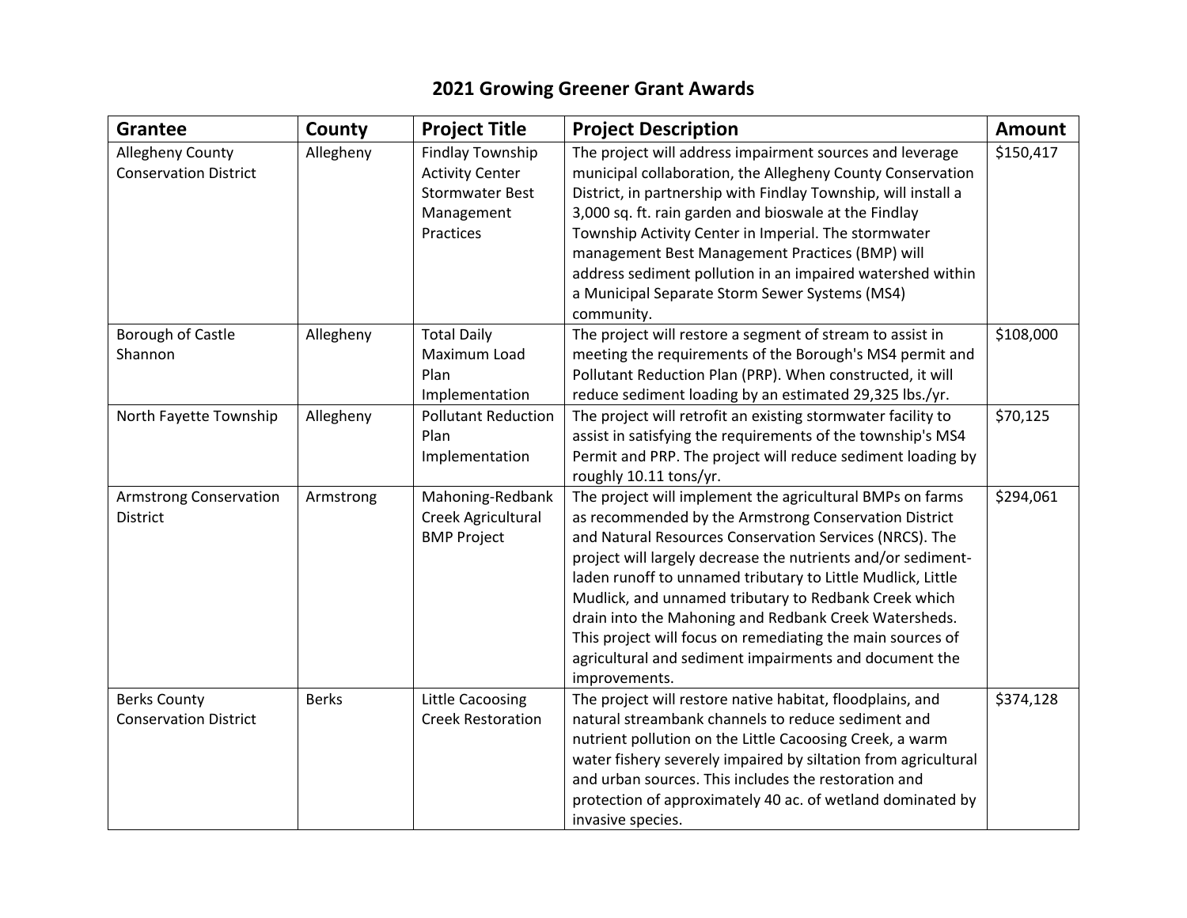# 2021 Growing Greener Grant Awards

| Grantee | County | Project Title | Project Description | Amount |
|---|---|---|---|---|
| Allegheny County Conservation District | Allegheny | Findlay Township Activity Center Stormwater Best Management Practices | The project will address impairment sources and leverage municipal collaboration, the Allegheny County Conservation District, in partnership with Findlay Township, will install a 3,000 sq. ft. rain garden and bioswale at the Findlay Township Activity Center in Imperial. The stormwater management Best Management Practices (BMP) will address sediment pollution in an impaired watershed within a Municipal Separate Storm Sewer Systems (MS4) community. | $150,417 |
| Borough of Castle Shannon | Allegheny | Total Daily Maximum Load Plan Implementation | The project will restore a segment of stream to assist in meeting the requirements of the Borough's MS4 permit and Pollutant Reduction Plan (PRP). When constructed, it will reduce sediment loading by an estimated 29,325 lbs./yr. | $108,000 |
| North Fayette Township | Allegheny | Pollutant Reduction Plan Implementation | The project will retrofit an existing stormwater facility to assist in satisfying the requirements of the township's MS4 Permit and PRP. The project will reduce sediment loading by roughly 10.11 tons/yr. | $70,125 |
| Armstrong Conservation District | Armstrong | Mahoning-Redbank Creek Agricultural BMP Project | The project will implement the agricultural BMPs on farms as recommended by the Armstrong Conservation District and Natural Resources Conservation Services (NRCS). The project will largely decrease the nutrients and/or sediment-laden runoff to unnamed tributary to Little Mudlick, Little Mudlick, and unnamed tributary to Redbank Creek which drain into the Mahoning and Redbank Creek Watersheds. This project will focus on remediating the main sources of agricultural and sediment impairments and document the improvements. | $294,061 |
| Berks County Conservation District | Berks | Little Cacoosing Creek Restoration | The project will restore native habitat, floodplains, and natural streambank channels to reduce sediment and nutrient pollution on the Little Cacoosing Creek, a warm water fishery severely impaired by siltation from agricultural and urban sources. This includes the restoration and protection of approximately 40 ac. of wetland dominated by invasive species. | $374,128 |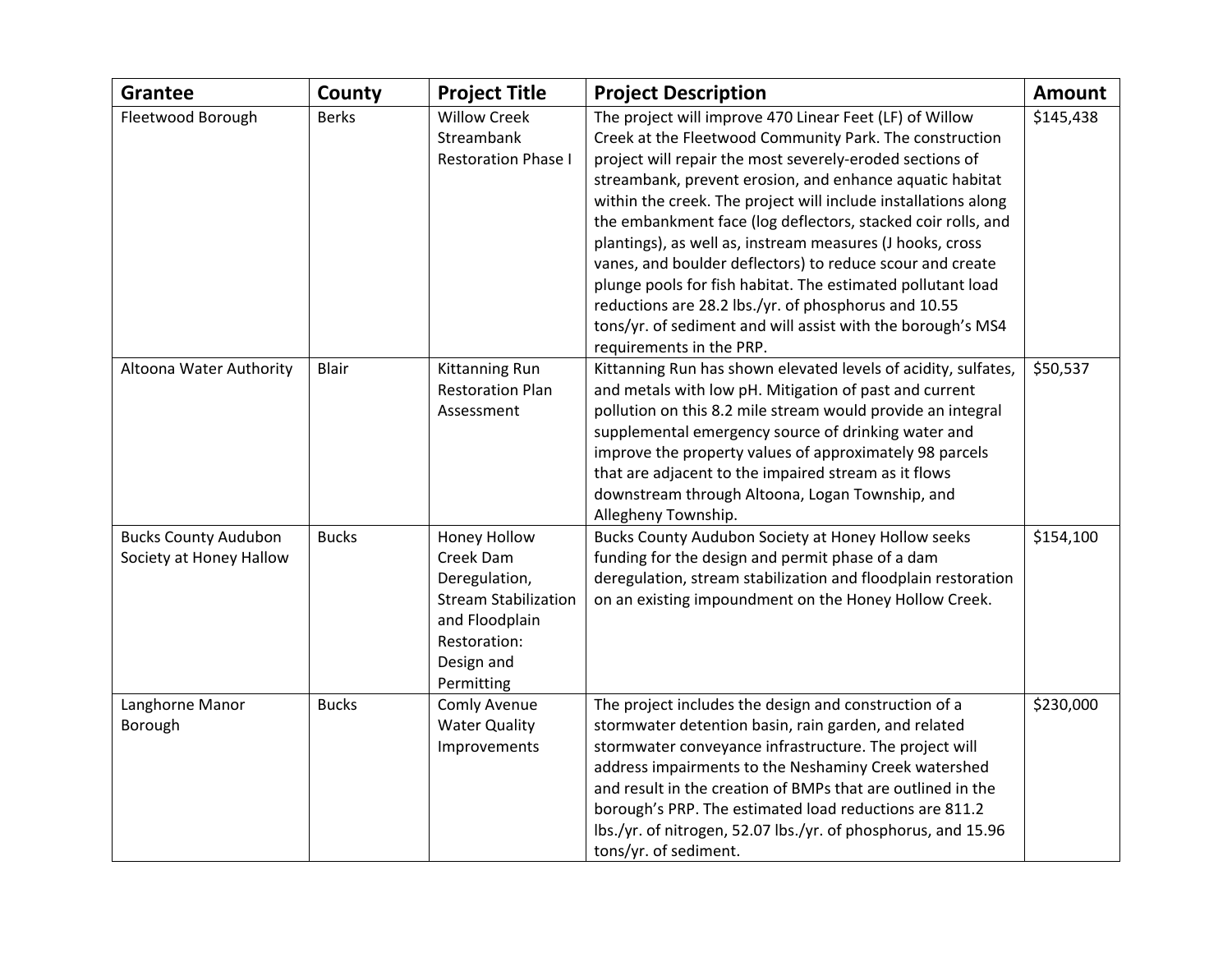| Grantee | County | Project Title | Project Description | Amount |
|---|---|---|---|---|
| Fleetwood Borough | Berks | Willow Creek Streambank Restoration Phase I | The project will improve 470 Linear Feet (LF) of Willow Creek at the Fleetwood Community Park. The construction project will repair the most severely-eroded sections of streambank, prevent erosion, and enhance aquatic habitat within the creek. The project will include installations along the embankment face (log deflectors, stacked coir rolls, and plantings), as well as, instream measures (J hooks, cross vanes, and boulder deflectors) to reduce scour and create plunge pools for fish habitat. The estimated pollutant load reductions are 28.2 lbs./yr. of phosphorus and 10.55 tons/yr. of sediment and will assist with the borough's MS4 requirements in the PRP. | $145,438 |
| Altoona Water Authority | Blair | Kittanning Run Restoration Plan Assessment | Kittanning Run has shown elevated levels of acidity, sulfates, and metals with low pH. Mitigation of past and current pollution on this 8.2 mile stream would provide an integral supplemental emergency source of drinking water and improve the property values of approximately 98 parcels that are adjacent to the impaired stream as it flows downstream through Altoona, Logan Township, and Allegheny Township. | $50,537 |
| Bucks County Audubon Society at Honey Hallow | Bucks | Honey Hollow Creek Dam Deregulation, Stream Stabilization and Floodplain Restoration: Design and Permitting | Bucks County Audubon Society at Honey Hollow seeks funding for the design and permit phase of a dam deregulation, stream stabilization and floodplain restoration on an existing impoundment on the Honey Hollow Creek. | $154,100 |
| Langhorne Manor Borough | Bucks | Comly Avenue Water Quality Improvements | The project includes the design and construction of a stormwater detention basin, rain garden, and related stormwater conveyance infrastructure. The project will address impairments to the Neshaminy Creek watershed and result in the creation of BMPs that are outlined in the borough's PRP. The estimated load reductions are 811.2 lbs./yr. of nitrogen, 52.07 lbs./yr. of phosphorus, and 15.96 tons/yr. of sediment. | $230,000 |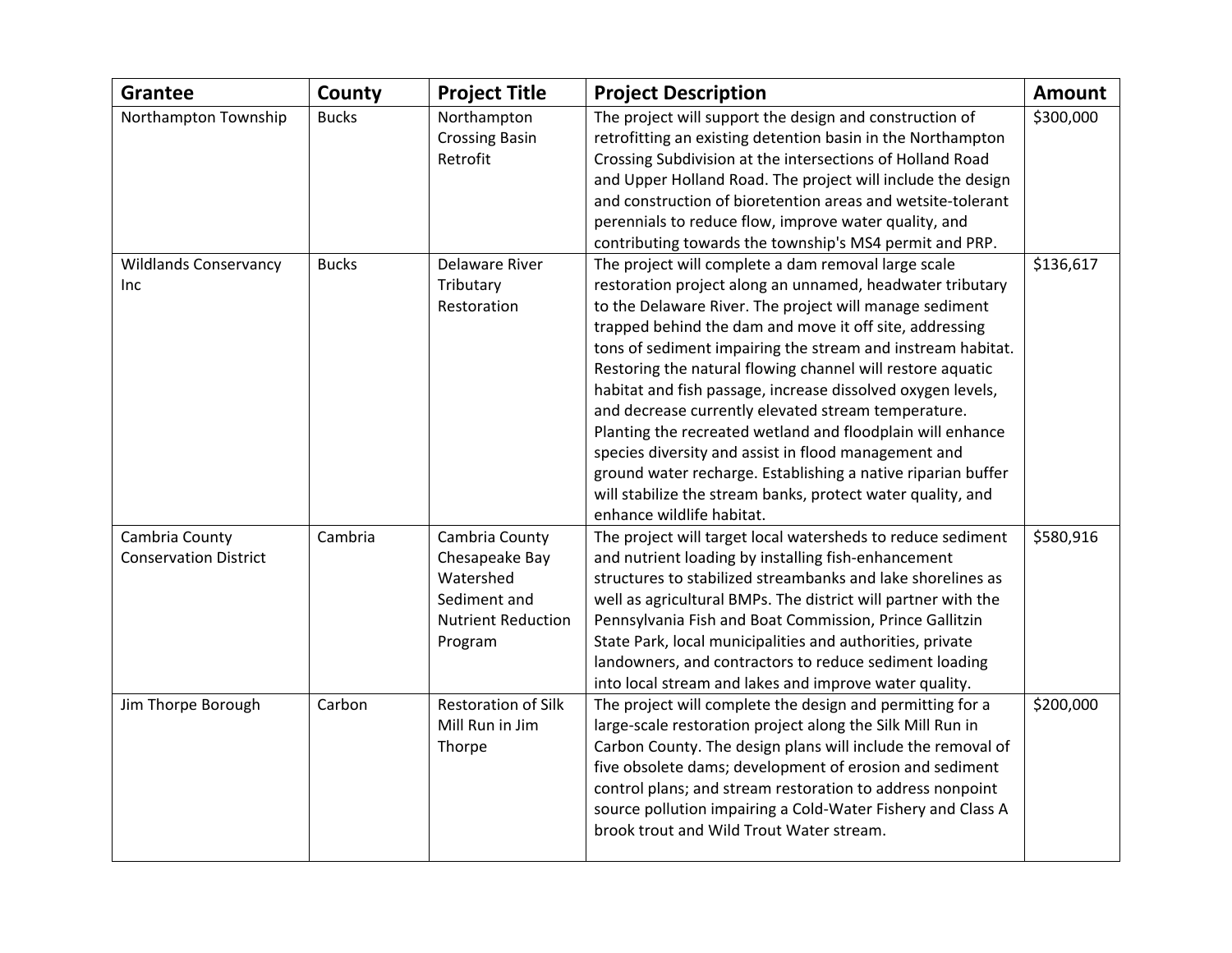| Grantee | County | Project Title | Project Description | Amount |
|---|---|---|---|---|
| Northampton Township | Bucks | Northampton Crossing Basin Retrofit | The project will support the design and construction of retrofitting an existing detention basin in the Northampton Crossing Subdivision at the intersections of Holland Road and Upper Holland Road. The project will include the design and construction of bioretention areas and wetsite-tolerant perennials to reduce flow, improve water quality, and contributing towards the township's MS4 permit and PRP. | $300,000 |
| Wildlands Conservancy Inc | Bucks | Delaware River Tributary Restoration | The project will complete a dam removal large scale restoration project along an unnamed, headwater tributary to the Delaware River. The project will manage sediment trapped behind the dam and move it off site, addressing tons of sediment impairing the stream and instream habitat. Restoring the natural flowing channel will restore aquatic habitat and fish passage, increase dissolved oxygen levels, and decrease currently elevated stream temperature. Planting the recreated wetland and floodplain will enhance species diversity and assist in flood management and ground water recharge. Establishing a native riparian buffer will stabilize the stream banks, protect water quality, and enhance wildlife habitat. | $136,617 |
| Cambria County Conservation District | Cambria | Cambria County Chesapeake Bay Watershed Sediment and Nutrient Reduction Program | The project will target local watersheds to reduce sediment and nutrient loading by installing fish-enhancement structures to stabilized streambanks and lake shorelines as well as agricultural BMPs. The district will partner with the Pennsylvania Fish and Boat Commission, Prince Gallitzin State Park, local municipalities and authorities, private landowners, and contractors to reduce sediment loading into local stream and lakes and improve water quality. | $580,916 |
| Jim Thorpe Borough | Carbon | Restoration of Silk Mill Run in Jim Thorpe | The project will complete the design and permitting for a large-scale restoration project along the Silk Mill Run in Carbon County. The design plans will include the removal of five obsolete dams; development of erosion and sediment control plans; and stream restoration to address nonpoint source pollution impairing a Cold-Water Fishery and Class A brook trout and Wild Trout Water stream. | $200,000 |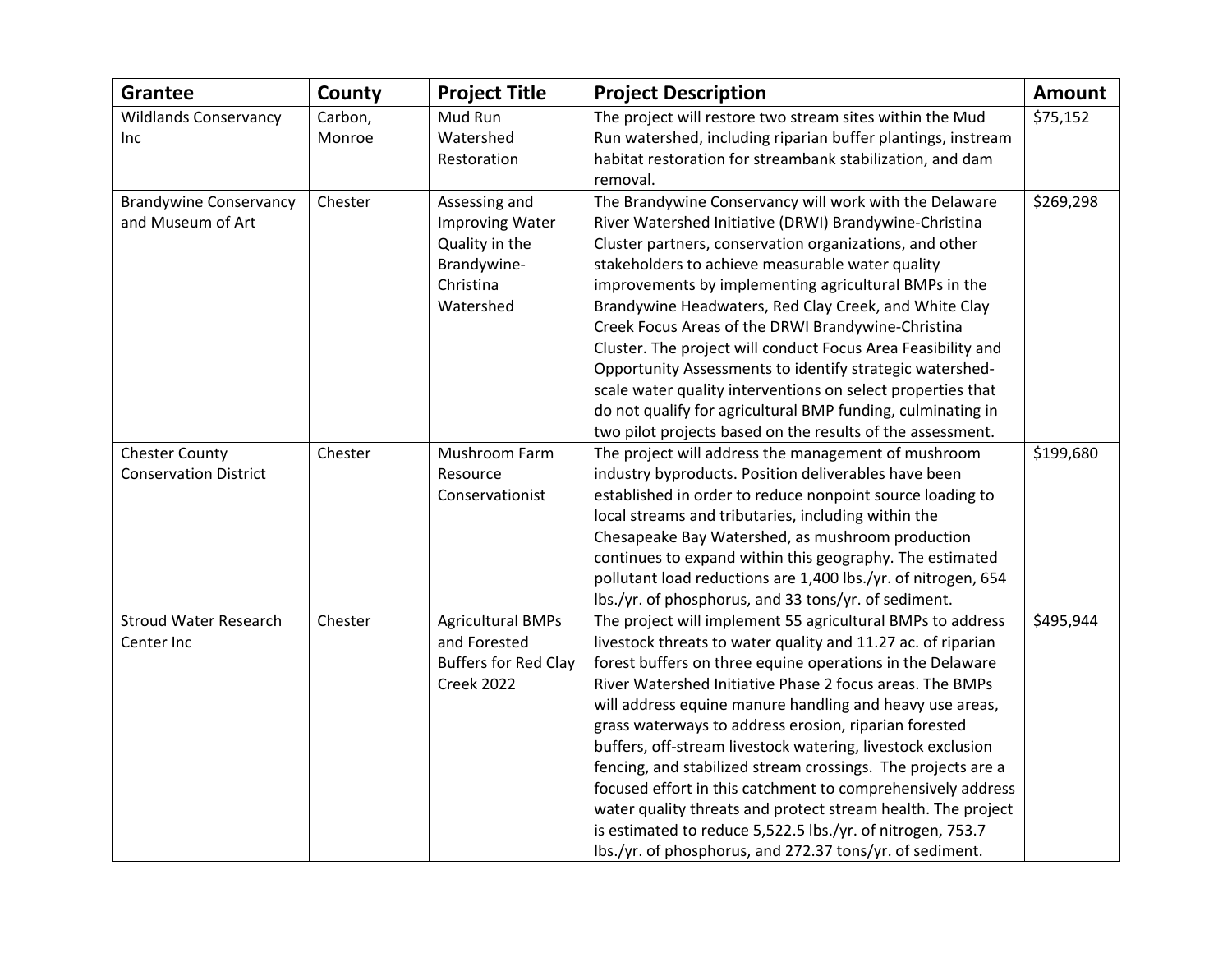| Grantee | County | Project Title | Project Description | Amount |
|---|---|---|---|---|
| Wildlands Conservancy Inc | Carbon, Monroe | Mud Run Watershed Restoration | The project will restore two stream sites within the Mud Run watershed, including riparian buffer plantings, instream habitat restoration for streambank stabilization, and dam removal. | $75,152 |
| Brandywine Conservancy and Museum of Art | Chester | Assessing and Improving Water Quality in the Brandywine-Christina Watershed | The Brandywine Conservancy will work with the Delaware River Watershed Initiative (DRWI) Brandywine-Christina Cluster partners, conservation organizations, and other stakeholders to achieve measurable water quality improvements by implementing agricultural BMPs in the Brandywine Headwaters, Red Clay Creek, and White Clay Creek Focus Areas of the DRWI Brandywine-Christina Cluster. The project will conduct Focus Area Feasibility and Opportunity Assessments to identify strategic watershed-scale water quality interventions on select properties that do not qualify for agricultural BMP funding, culminating in two pilot projects based on the results of the assessment. | $269,298 |
| Chester County Conservation District | Chester | Mushroom Farm Resource Conservationist | The project will address the management of mushroom industry byproducts. Position deliverables have been established in order to reduce nonpoint source loading to local streams and tributaries, including within the Chesapeake Bay Watershed, as mushroom production continues to expand within this geography. The estimated pollutant load reductions are 1,400 lbs./yr. of nitrogen, 654 lbs./yr. of phosphorus, and 33 tons/yr. of sediment. | $199,680 |
| Stroud Water Research Center Inc | Chester | Agricultural BMPs and Forested Buffers for Red Clay Creek 2022 | The project will implement 55 agricultural BMPs to address livestock threats to water quality and 11.27 ac. of riparian forest buffers on three equine operations in the Delaware River Watershed Initiative Phase 2 focus areas. The BMPs will address equine manure handling and heavy use areas, grass waterways to address erosion, riparian forested buffers, off-stream livestock watering, livestock exclusion fencing, and stabilized stream crossings. The projects are a focused effort in this catchment to comprehensively address water quality threats and protect stream health. The project is estimated to reduce 5,522.5 lbs./yr. of nitrogen, 753.7 lbs./yr. of phosphorus, and 272.37 tons/yr. of sediment. | $495,944 |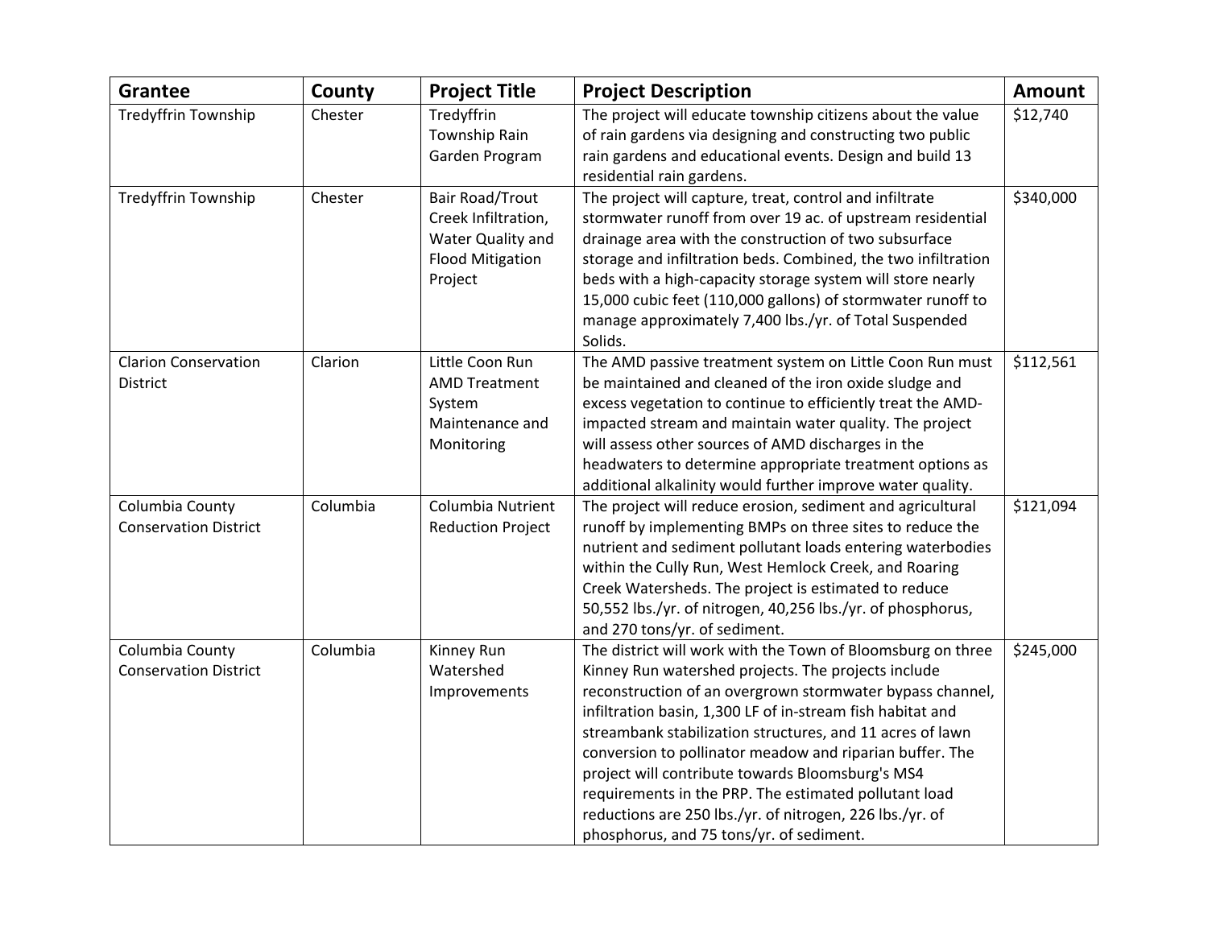| Grantee | County | Project Title | Project Description | Amount |
|---|---|---|---|---|
| Tredyffrin Township | Chester | Tredyffrin Township Rain Garden Program | The project will educate township citizens about the value of rain gardens via designing and constructing two public rain gardens and educational events. Design and build 13 residential rain gardens. | $12,740 |
| Tredyffrin Township | Chester | Bair Road/Trout Creek Infiltration, Water Quality and Flood Mitigation Project | The project will capture, treat, control and infiltrate stormwater runoff from over 19 ac. of upstream residential drainage area with the construction of two subsurface storage and infiltration beds. Combined, the two infiltration beds with a high-capacity storage system will store nearly 15,000 cubic feet (110,000 gallons) of stormwater runoff to manage approximately 7,400 lbs./yr. of Total Suspended Solids. | $340,000 |
| Clarion Conservation District | Clarion | Little Coon Run AMD Treatment System Maintenance and Monitoring | The AMD passive treatment system on Little Coon Run must be maintained and cleaned of the iron oxide sludge and excess vegetation to continue to efficiently treat the AMD-impacted stream and maintain water quality. The project will assess other sources of AMD discharges in the headwaters to determine appropriate treatment options as additional alkalinity would further improve water quality. | $112,561 |
| Columbia County Conservation District | Columbia | Columbia Nutrient Reduction Project | The project will reduce erosion, sediment and agricultural runoff by implementing BMPs on three sites to reduce the nutrient and sediment pollutant loads entering waterbodies within the Cully Run, West Hemlock Creek, and Roaring Creek Watersheds. The project is estimated to reduce 50,552 lbs./yr. of nitrogen, 40,256 lbs./yr. of phosphorus, and 270 tons/yr. of sediment. | $121,094 |
| Columbia County Conservation District | Columbia | Kinney Run Watershed Improvements | The district will work with the Town of Bloomsburg on three Kinney Run watershed projects. The projects include reconstruction of an overgrown stormwater bypass channel, infiltration basin, 1,300 LF of in-stream fish habitat and streambank stabilization structures, and 11 acres of lawn conversion to pollinator meadow and riparian buffer. The project will contribute towards Bloomsburg's MS4 requirements in the PRP. The estimated pollutant load reductions are 250 lbs./yr. of nitrogen, 226 lbs./yr. of phosphorus, and 75 tons/yr. of sediment. | $245,000 |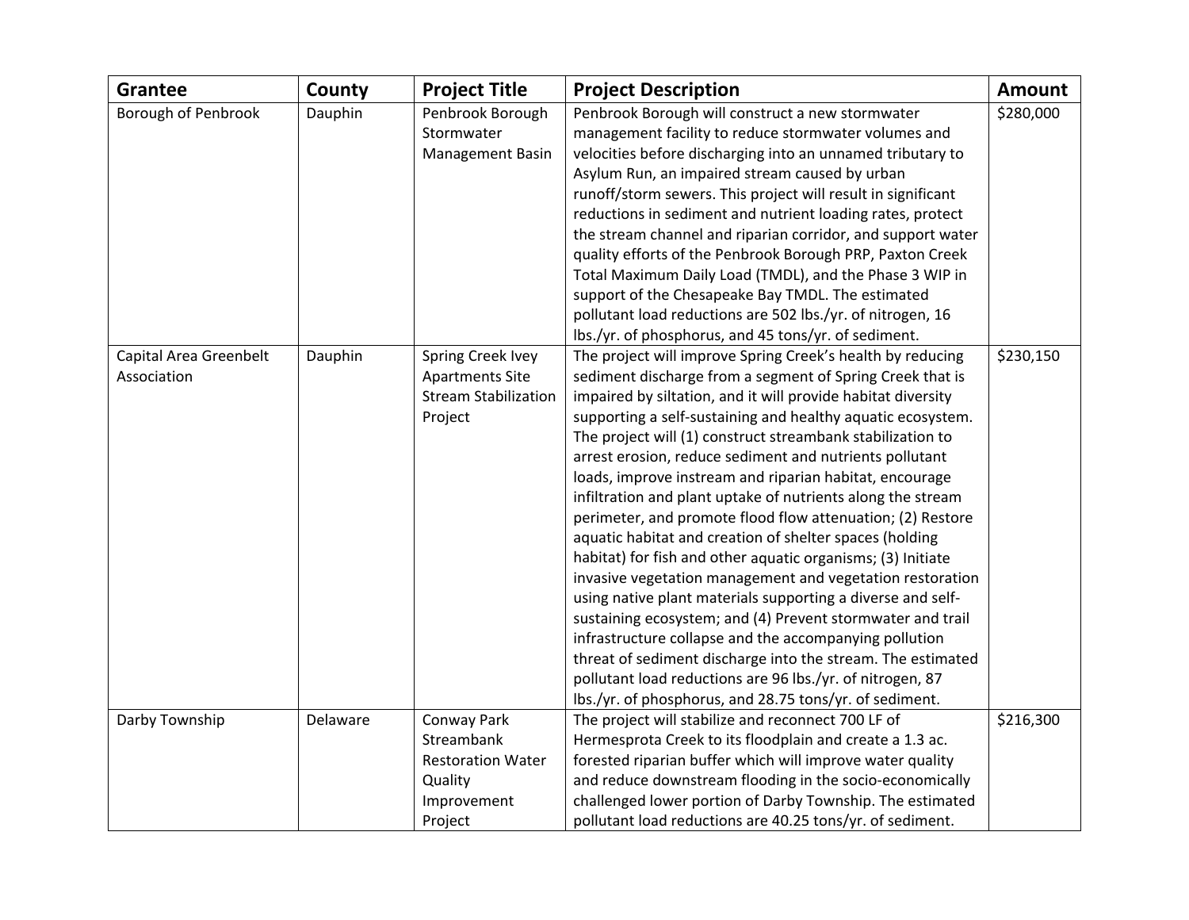| Grantee | County | Project Title | Project Description | Amount |
|---|---|---|---|---|
| Borough of Penbrook | Dauphin | Penbrook Borough Stormwater Management Basin | Penbrook Borough will construct a new stormwater management facility to reduce stormwater volumes and velocities before discharging into an unnamed tributary to Asylum Run, an impaired stream caused by urban runoff/storm sewers. This project will result in significant reductions in sediment and nutrient loading rates, protect the stream channel and riparian corridor, and support water quality efforts of the Penbrook Borough PRP, Paxton Creek Total Maximum Daily Load (TMDL), and the Phase 3 WIP in support of the Chesapeake Bay TMDL. The estimated pollutant load reductions are 502 lbs./yr. of nitrogen, 16 lbs./yr. of phosphorus, and 45 tons/yr. of sediment. | $280,000 |
| Capital Area Greenbelt Association | Dauphin | Spring Creek Ivey Apartments Site Stream Stabilization Project | The project will improve Spring Creek's health by reducing sediment discharge from a segment of Spring Creek that is impaired by siltation, and it will provide habitat diversity supporting a self-sustaining and healthy aquatic ecosystem. The project will (1) construct streambank stabilization to arrest erosion, reduce sediment and nutrients pollutant loads, improve instream and riparian habitat, encourage infiltration and plant uptake of nutrients along the stream perimeter, and promote flood flow attenuation; (2) Restore aquatic habitat and creation of shelter spaces (holding habitat) for fish and other aquatic organisms; (3) Initiate invasive vegetation management and vegetation restoration using native plant materials supporting a diverse and self-sustaining ecosystem; and (4) Prevent stormwater and trail infrastructure collapse and the accompanying pollution threat of sediment discharge into the stream. The estimated pollutant load reductions are 96 lbs./yr. of nitrogen, 87 lbs./yr. of phosphorus, and 28.75 tons/yr. of sediment. | $230,150 |
| Darby Township | Delaware | Conway Park Streambank Restoration Water Quality Improvement Project | The project will stabilize and reconnect 700 LF of Hermesprota Creek to its floodplain and create a 1.3 ac. forested riparian buffer which will improve water quality and reduce downstream flooding in the socio-economically challenged lower portion of Darby Township. The estimated pollutant load reductions are 40.25 tons/yr. of sediment. | $216,300 |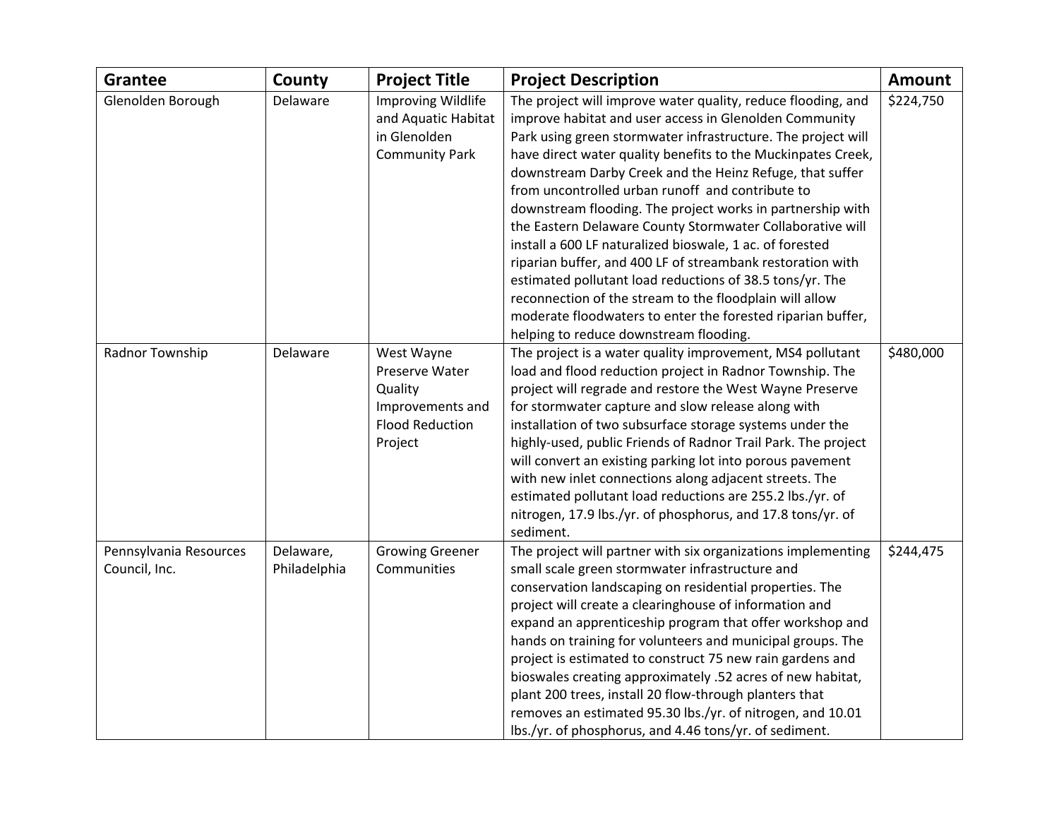| Grantee | County | Project Title | Project Description | Amount |
|---|---|---|---|---|
| Glenolden Borough | Delaware | Improving Wildlife and Aquatic Habitat in Glenolden Community Park | The project will improve water quality, reduce flooding, and improve habitat and user access in Glenolden Community Park using green stormwater infrastructure. The project will have direct water quality benefits to the Muckinpates Creek, downstream Darby Creek and the Heinz Refuge, that suffer from uncontrolled urban runoff and contribute to downstream flooding. The project works in partnership with the Eastern Delaware County Stormwater Collaborative will install a 600 LF naturalized bioswale, 1 ac. of forested riparian buffer, and 400 LF of streambank restoration with estimated pollutant load reductions of 38.5 tons/yr. The reconnection of the stream to the floodplain will allow moderate floodwaters to enter the forested riparian buffer, helping to reduce downstream flooding. | $224,750 |
| Radnor Township | Delaware | West Wayne Preserve Water Quality Improvements and Flood Reduction Project | The project is a water quality improvement, MS4 pollutant load and flood reduction project in Radnor Township. The project will regrade and restore the West Wayne Preserve for stormwater capture and slow release along with installation of two subsurface storage systems under the highly-used, public Friends of Radnor Trail Park. The project will convert an existing parking lot into porous pavement with new inlet connections along adjacent streets. The estimated pollutant load reductions are 255.2 lbs./yr. of nitrogen, 17.9 lbs./yr. of phosphorus, and 17.8 tons/yr. of sediment. | $480,000 |
| Pennsylvania Resources Council, Inc. | Delaware, Philadelphia | Growing Greener Communities | The project will partner with six organizations implementing small scale green stormwater infrastructure and conservation landscaping on residential properties. The project will create a clearinghouse of information and expand an apprenticeship program that offer workshop and hands on training for volunteers and municipal groups. The project is estimated to construct 75 new rain gardens and bioswales creating approximately .52 acres of new habitat, plant 200 trees, install 20 flow-through planters that removes an estimated 95.30 lbs./yr. of nitrogen, and 10.01 lbs./yr. of phosphorus, and 4.46 tons/yr. of sediment. | $244,475 |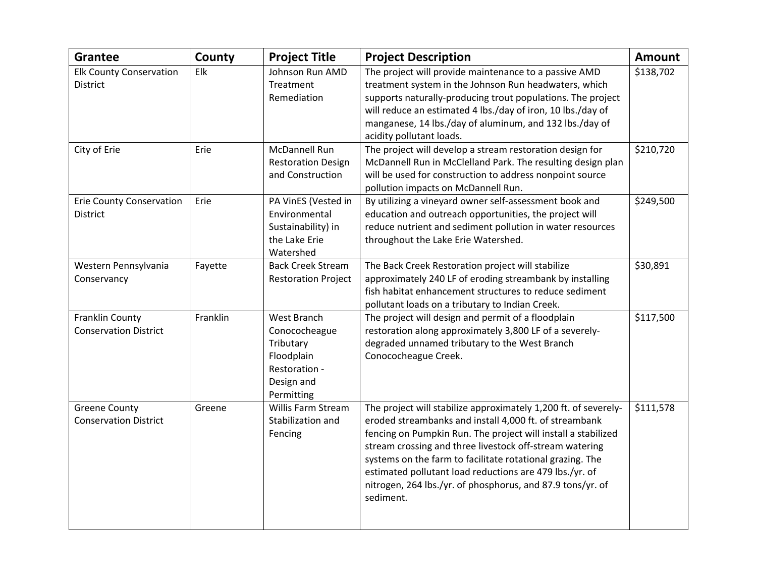| Grantee | County | Project Title | Project Description | Amount |
|---|---|---|---|---|
| Elk County Conservation District | Elk | Johnson Run AMD Treatment Remediation | The project will provide maintenance to a passive AMD treatment system in the Johnson Run headwaters, which supports naturally-producing trout populations. The project will reduce an estimated 4 lbs./day of iron, 10 lbs./day of manganese, 14 lbs./day of aluminum, and 132 lbs./day of acidity pollutant loads. | $138,702 |
| City of Erie | Erie | McDannell Run Restoration Design and Construction | The project will develop a stream restoration design for McDannell Run in McClelland Park. The resulting design plan will be used for construction to address nonpoint source pollution impacts on McDannell Run. | $210,720 |
| Erie County Conservation District | Erie | PA VinES (Vested in Environmental Sustainability) in the Lake Erie Watershed | By utilizing a vineyard owner self-assessment book and education and outreach opportunities, the project will reduce nutrient and sediment pollution in water resources throughout the Lake Erie Watershed. | $249,500 |
| Western Pennsylvania Conservancy | Fayette | Back Creek Stream Restoration Project | The Back Creek Restoration project will stabilize approximately 240 LF of eroding streambank by installing fish habitat enhancement structures to reduce sediment pollutant loads on a tributary to Indian Creek. | $30,891 |
| Franklin County Conservation District | Franklin | West Branch Conococheague Tributary Floodplain Restoration - Design and Permitting | The project will design and permit of a floodplain restoration along approximately 3,800 LF of a severely-degraded unnamed tributary to the West Branch Conococheague Creek. | $117,500 |
| Greene County Conservation District | Greene | Willis Farm Stream Stabilization and Fencing | The project will stabilize approximately 1,200 ft. of severely-eroded streambanks and install 4,000 ft. of streambank fencing on Pumpkin Run. The project will install a stabilized stream crossing and three livestock off-stream watering systems on the farm to facilitate rotational grazing. The estimated pollutant load reductions are 479 lbs./yr. of nitrogen, 264 lbs./yr. of phosphorus, and 87.9 tons/yr. of sediment. | $111,578 |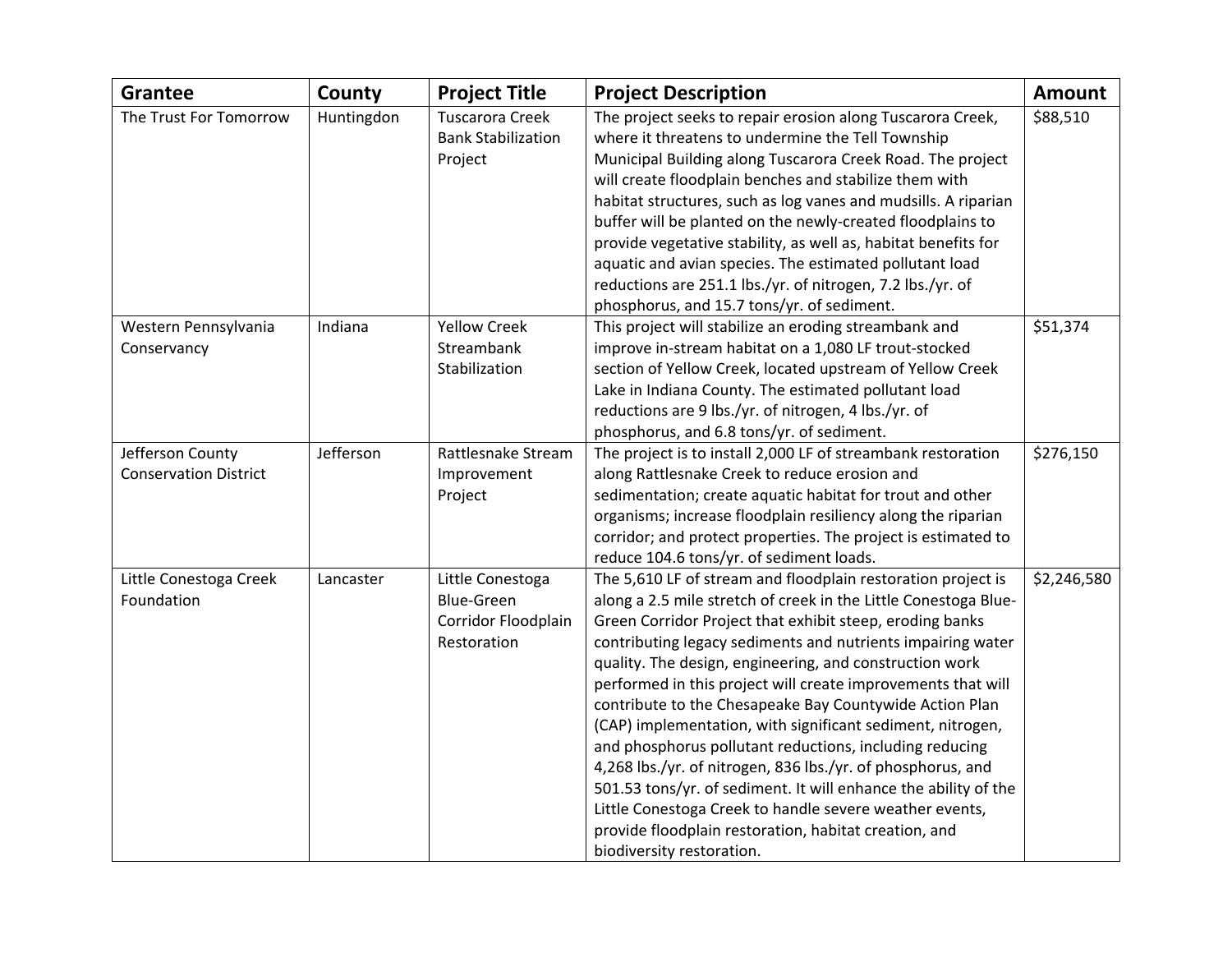| Grantee | County | Project Title | Project Description | Amount |
|---|---|---|---|---|
| The Trust For Tomorrow | Huntingdon | Tuscarora Creek Bank Stabilization Project | The project seeks to repair erosion along Tuscarora Creek, where it threatens to undermine the Tell Township Municipal Building along Tuscarora Creek Road. The project will create floodplain benches and stabilize them with habitat structures, such as log vanes and mudsills. A riparian buffer will be planted on the newly-created floodplains to provide vegetative stability, as well as, habitat benefits for aquatic and avian species. The estimated pollutant load reductions are 251.1 lbs./yr. of nitrogen, 7.2 lbs./yr. of phosphorus, and 15.7 tons/yr. of sediment. | $88,510 |
| Western Pennsylvania Conservancy | Indiana | Yellow Creek Streambank Stabilization | This project will stabilize an eroding streambank and improve in-stream habitat on a 1,080 LF trout-stocked section of Yellow Creek, located upstream of Yellow Creek Lake in Indiana County. The estimated pollutant load reductions are 9 lbs./yr. of nitrogen, 4 lbs./yr. of phosphorus, and 6.8 tons/yr. of sediment. | $51,374 |
| Jefferson County Conservation District | Jefferson | Rattlesnake Stream Improvement Project | The project is to install 2,000 LF of streambank restoration along Rattlesnake Creek to reduce erosion and sedimentation; create aquatic habitat for trout and other organisms; increase floodplain resiliency along the riparian corridor; and protect properties. The project is estimated to reduce 104.6 tons/yr. of sediment loads. | $276,150 |
| Little Conestoga Creek Foundation | Lancaster | Little Conestoga Blue-Green Corridor Floodplain Restoration | The 5,610 LF of stream and floodplain restoration project is along a 2.5 mile stretch of creek in the Little Conestoga Blue-Green Corridor Project that exhibit steep, eroding banks contributing legacy sediments and nutrients impairing water quality. The design, engineering, and construction work performed in this project will create improvements that will contribute to the Chesapeake Bay Countywide Action Plan (CAP) implementation, with significant sediment, nitrogen, and phosphorus pollutant reductions, including reducing 4,268 lbs./yr. of nitrogen, 836 lbs./yr. of phosphorus, and 501.53 tons/yr. of sediment. It will enhance the ability of the Little Conestoga Creek to handle severe weather events, provide floodplain restoration, habitat creation, and biodiversity restoration. | $2,246,580 |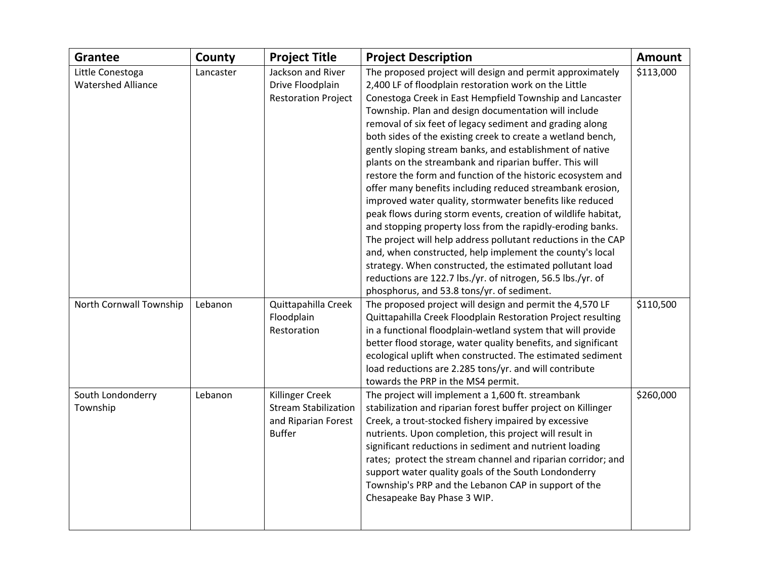| Grantee | County | Project Title | Project Description | Amount |
|---|---|---|---|---|
| Little Conestoga Watershed Alliance | Lancaster | Jackson and River Drive Floodplain Restoration Project | The proposed project will design and permit approximately 2,400 LF of floodplain restoration work on the Little Conestoga Creek in East Hempfield Township and Lancaster Township. Plan and design documentation will include removal of six feet of legacy sediment and grading along both sides of the existing creek to create a wetland bench, gently sloping stream banks, and establishment of native plants on the streambank and riparian buffer. This will restore the form and function of the historic ecosystem and offer many benefits including reduced streambank erosion, improved water quality, stormwater benefits like reduced peak flows during storm events, creation of wildlife habitat, and stopping property loss from the rapidly-eroding banks. The project will help address pollutant reductions in the CAP and, when constructed, help implement the county's local strategy. When constructed, the estimated pollutant load reductions are 122.7 lbs./yr. of nitrogen, 56.5 lbs./yr. of phosphorus, and 53.8 tons/yr. of sediment. | $113,000 |
| North Cornwall Township | Lebanon | Quittapahilla Creek Floodplain Restoration | The proposed project will design and permit the 4,570 LF Quittapahilla Creek Floodplain Restoration Project resulting in a functional floodplain-wetland system that will provide better flood storage, water quality benefits, and significant ecological uplift when constructed. The estimated sediment load reductions are 2.285 tons/yr. and will contribute towards the PRP in the MS4 permit. | $110,500 |
| South Londonderry Township | Lebanon | Killinger Creek Stream Stabilization and Riparian Forest Buffer | The project will implement a 1,600 ft. streambank stabilization and riparian forest buffer project on Killinger Creek, a trout-stocked fishery impaired by excessive nutrients. Upon completion, this project will result in significant reductions in sediment and nutrient loading rates; protect the stream channel and riparian corridor; and support water quality goals of the South Londonderry Township's PRP and the Lebanon CAP in support of the Chesapeake Bay Phase 3 WIP. | $260,000 |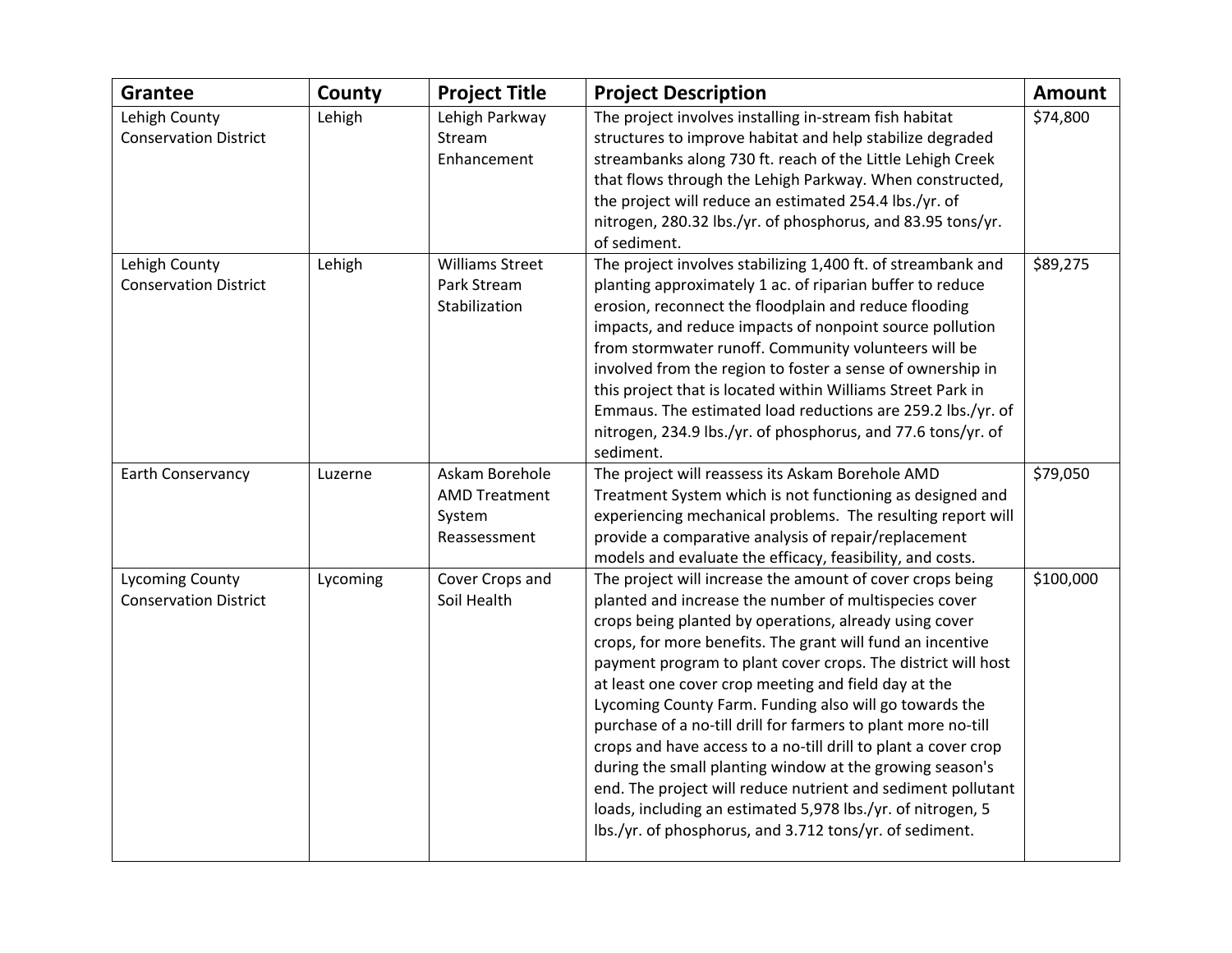| Grantee | County | Project Title | Project Description | Amount |
|---|---|---|---|---|
| Lehigh County Conservation District | Lehigh | Lehigh Parkway Stream Enhancement | The project involves installing in-stream fish habitat structures to improve habitat and help stabilize degraded streambanks along 730 ft. reach of the Little Lehigh Creek that flows through the Lehigh Parkway. When constructed, the project will reduce an estimated 254.4 lbs./yr. of nitrogen, 280.32 lbs./yr. of phosphorus, and 83.95 tons/yr. of sediment. | $74,800 |
| Lehigh County Conservation District | Lehigh | Williams Street Park Stream Stabilization | The project involves stabilizing 1,400 ft. of streambank and planting approximately 1 ac. of riparian buffer to reduce erosion, reconnect the floodplain and reduce flooding impacts, and reduce impacts of nonpoint source pollution from stormwater runoff. Community volunteers will be involved from the region to foster a sense of ownership in this project that is located within Williams Street Park in Emmaus. The estimated load reductions are 259.2 lbs./yr. of nitrogen, 234.9 lbs./yr. of phosphorus, and 77.6 tons/yr. of sediment. | $89,275 |
| Earth Conservancy | Luzerne | Askam Borehole AMD Treatment System Reassessment | The project will reassess its Askam Borehole AMD Treatment System which is not functioning as designed and experiencing mechanical problems. The resulting report will provide a comparative analysis of repair/replacement models and evaluate the efficacy, feasibility, and costs. | $79,050 |
| Lycoming County Conservation District | Lycoming | Cover Crops and Soil Health | The project will increase the amount of cover crops being planted and increase the number of multispecies cover crops being planted by operations, already using cover crops, for more benefits. The grant will fund an incentive payment program to plant cover crops. The district will host at least one cover crop meeting and field day at the Lycoming County Farm. Funding also will go towards the purchase of a no-till drill for farmers to plant more no-till crops and have access to a no-till drill to plant a cover crop during the small planting window at the growing season's end. The project will reduce nutrient and sediment pollutant loads, including an estimated 5,978 lbs./yr. of nitrogen, 5 lbs./yr. of phosphorus, and 3.712 tons/yr. of sediment. | $100,000 |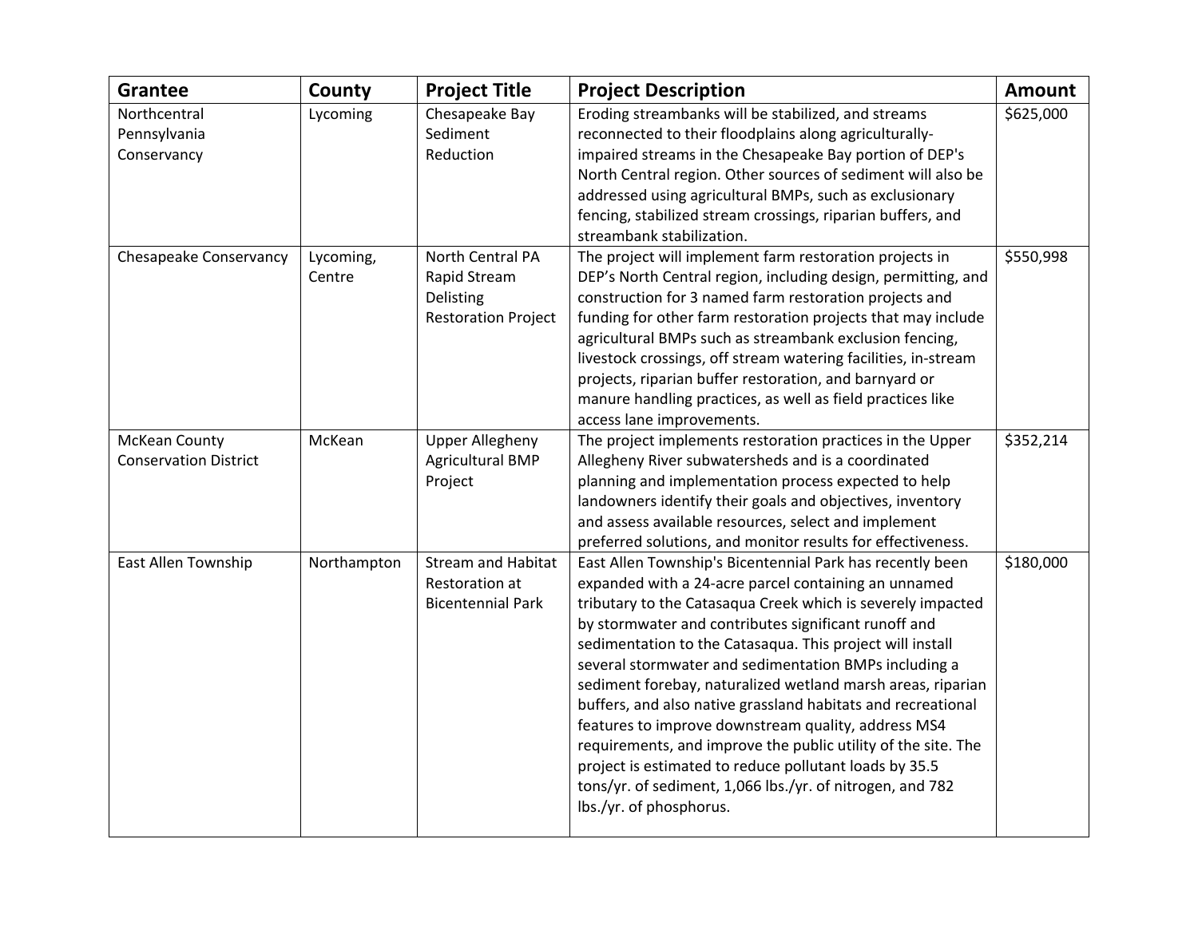| Grantee | County | Project Title | Project Description | Amount |
|---|---|---|---|---|
| Northcentral Pennsylvania Conservancy | Lycoming | Chesapeake Bay Sediment Reduction | Eroding streambanks will be stabilized, and streams reconnected to their floodplains along agriculturally-impaired streams in the Chesapeake Bay portion of DEP's North Central region. Other sources of sediment will also be addressed using agricultural BMPs, such as exclusionary fencing, stabilized stream crossings, riparian buffers, and streambank stabilization. | $625,000 |
| Chesapeake Conservancy | Lycoming, Centre | North Central PA Rapid Stream Delisting Restoration Project | The project will implement farm restoration projects in DEP's North Central region, including design, permitting, and construction for 3 named farm restoration projects and funding for other farm restoration projects that may include agricultural BMPs such as streambank exclusion fencing, livestock crossings, off stream watering facilities, in-stream projects, riparian buffer restoration, and barnyard or manure handling practices, as well as field practices like access lane improvements. | $550,998 |
| McKean County Conservation District | McKean | Upper Allegheny Agricultural BMP Project | The project implements restoration practices in the Upper Allegheny River subwatersheds and is a coordinated planning and implementation process expected to help landowners identify their goals and objectives, inventory and assess available resources, select and implement preferred solutions, and monitor results for effectiveness. | $352,214 |
| East Allen Township | Northampton | Stream and Habitat Restoration at Bicentennial Park | East Allen Township's Bicentennial Park has recently been expanded with a 24-acre parcel containing an unnamed tributary to the Catasaqua Creek which is severely impacted by stormwater and contributes significant runoff and sedimentation to the Catasaqua. This project will install several stormwater and sedimentation BMPs including a sediment forebay, naturalized wetland marsh areas, riparian buffers, and also native grassland habitats and recreational features to improve downstream quality, address MS4 requirements, and improve the public utility of the site. The project is estimated to reduce pollutant loads by 35.5 tons/yr. of sediment, 1,066 lbs./yr. of nitrogen, and 782 lbs./yr. of phosphorus. | $180,000 |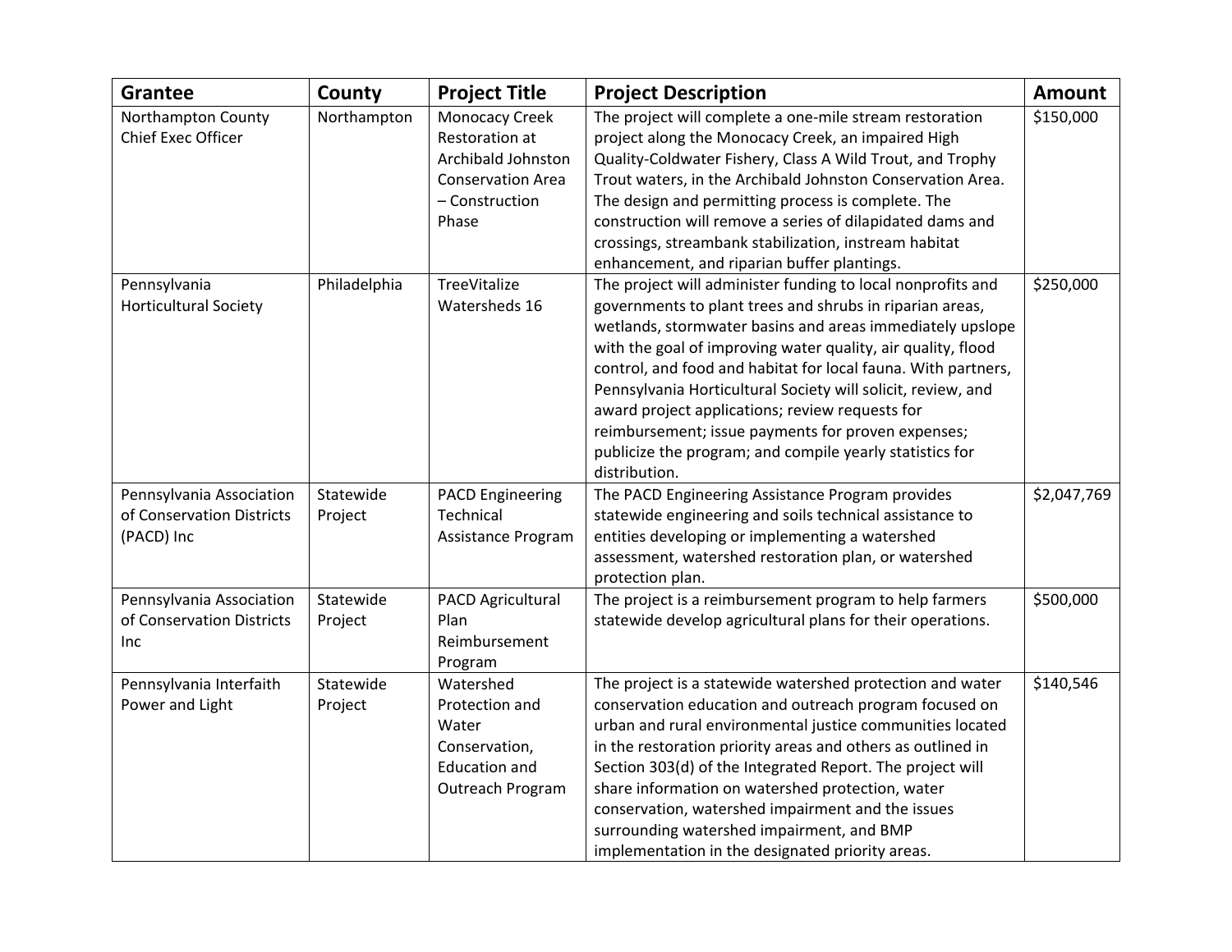| Grantee | County | Project Title | Project Description | Amount |
|---|---|---|---|---|
| Northampton County Chief Exec Officer | Northampton | Monocacy Creek Restoration at Archibald Johnston Conservation Area – Construction Phase | The project will complete a one-mile stream restoration project along the Monocacy Creek, an impaired High Quality-Coldwater Fishery, Class A Wild Trout, and Trophy Trout waters, in the Archibald Johnston Conservation Area. The design and permitting process is complete. The construction will remove a series of dilapidated dams and crossings, streambank stabilization, instream habitat enhancement, and riparian buffer plantings. | $150,000 |
| Pennsylvania Horticultural Society | Philadelphia | TreeVitalize Watersheds 16 | The project will administer funding to local nonprofits and governments to plant trees and shrubs in riparian areas, wetlands, stormwater basins and areas immediately upslope with the goal of improving water quality, air quality, flood control, and food and habitat for local fauna. With partners, Pennsylvania Horticultural Society will solicit, review, and award project applications; review requests for reimbursement; issue payments for proven expenses; publicize the program; and compile yearly statistics for distribution. | $250,000 |
| Pennsylvania Association of Conservation Districts (PACD) Inc | Statewide Project | PACD Engineering Technical Assistance Program | The PACD Engineering Assistance Program provides statewide engineering and soils technical assistance to entities developing or implementing a watershed assessment, watershed restoration plan, or watershed protection plan. | $2,047,769 |
| Pennsylvania Association of Conservation Districts Inc | Statewide Project | PACD Agricultural Plan Reimbursement Program | The project is a reimbursement program to help farmers statewide develop agricultural plans for their operations. | $500,000 |
| Pennsylvania Interfaith Power and Light | Statewide Project | Watershed Protection and Water Conservation, Education and Outreach Program | The project is a statewide watershed protection and water conservation education and outreach program focused on urban and rural environmental justice communities located in the restoration priority areas and others as outlined in Section 303(d) of the Integrated Report. The project will share information on watershed protection, water conservation, watershed impairment and the issues surrounding watershed impairment, and BMP implementation in the designated priority areas. | $140,546 |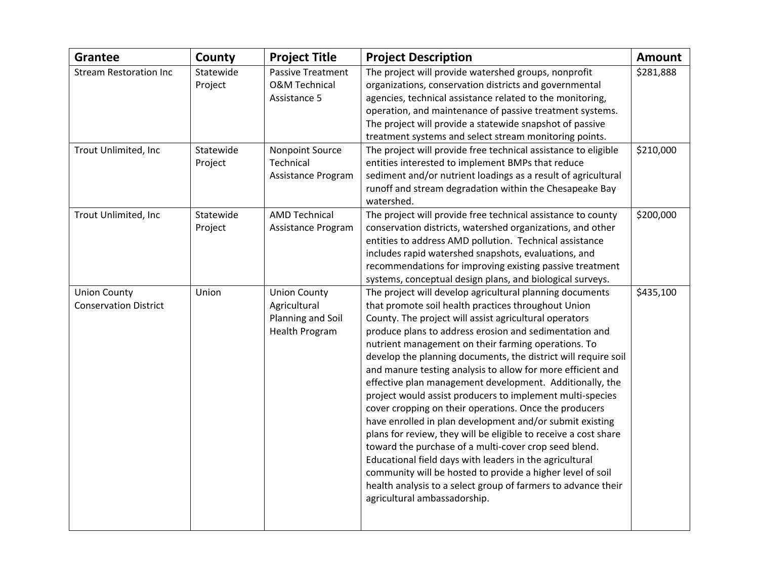| Grantee | County | Project Title | Project Description | Amount |
|---|---|---|---|---|
| Stream Restoration Inc | Statewide Project | Passive Treatment O&M Technical Assistance 5 | The project will provide watershed groups, nonprofit organizations, conservation districts and governmental agencies, technical assistance related to the monitoring, operation, and maintenance of passive treatment systems. The project will provide a statewide snapshot of passive treatment systems and select stream monitoring points. | $281,888 |
| Trout Unlimited, Inc | Statewide Project | Nonpoint Source Technical Assistance Program | The project will provide free technical assistance to eligible entities interested to implement BMPs that reduce sediment and/or nutrient loadings as a result of agricultural runoff and stream degradation within the Chesapeake Bay watershed. | $210,000 |
| Trout Unlimited, Inc | Statewide Project | AMD Technical Assistance Program | The project will provide free technical assistance to county conservation districts, watershed organizations, and other entities to address AMD pollution. Technical assistance includes rapid watershed snapshots, evaluations, and recommendations for improving existing passive treatment systems, conceptual design plans, and biological surveys. | $200,000 |
| Union County Conservation District | Union | Union County Agricultural Planning and Soil Health Program | The project will develop agricultural planning documents that promote soil health practices throughout Union County. The project will assist agricultural operators produce plans to address erosion and sedimentation and nutrient management on their farming operations. To develop the planning documents, the district will require soil and manure testing analysis to allow for more efficient and effective plan management development. Additionally, the project would assist producers to implement multi-species cover cropping on their operations. Once the producers have enrolled in plan development and/or submit existing plans for review, they will be eligible to receive a cost share toward the purchase of a multi-cover crop seed blend. Educational field days with leaders in the agricultural community will be hosted to provide a higher level of soil health analysis to a select group of farmers to advance their agricultural ambassadorship. | $435,100 |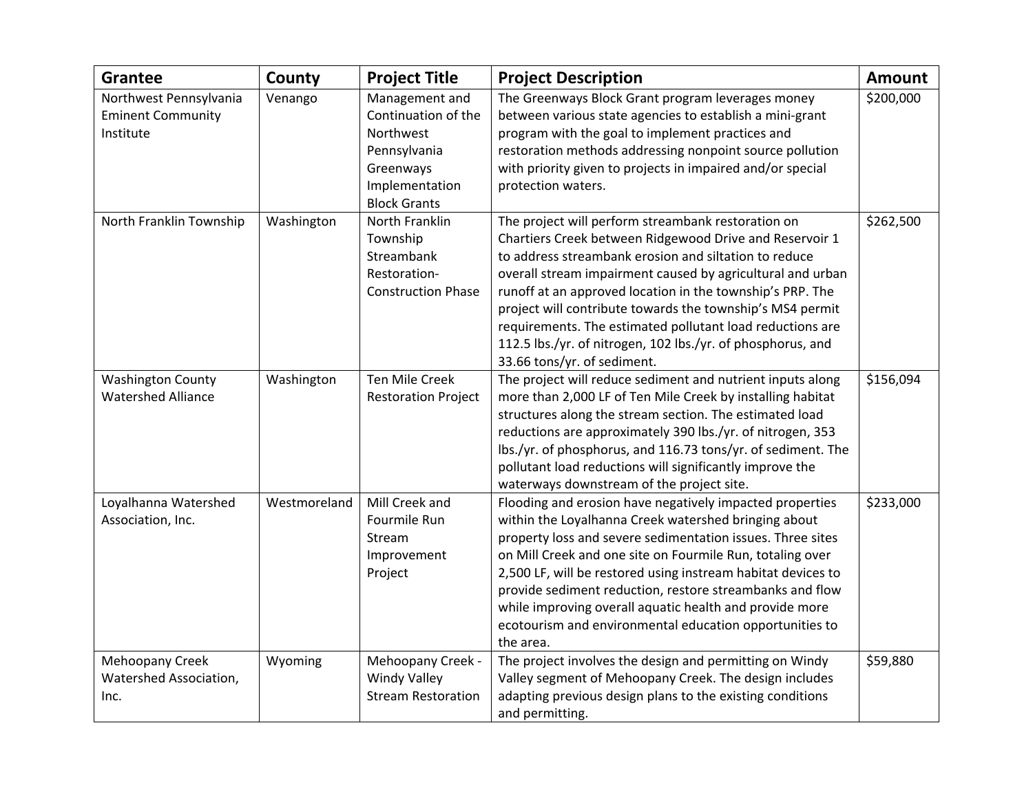| Grantee | County | Project Title | Project Description | Amount |
| --- | --- | --- | --- | --- |
| Northwest Pennsylvania Eminent Community Institute | Venango | Management and Continuation of the Northwest Pennsylvania Greenways Implementation Block Grants | The Greenways Block Grant program leverages money between various state agencies to establish a mini-grant program with the goal to implement practices and restoration methods addressing nonpoint source pollution with priority given to projects in impaired and/or special protection waters. | $200,000 |
| North Franklin Township | Washington | North Franklin Township Streambank Restoration-Construction Phase | The project will perform streambank restoration on Chartiers Creek between Ridgewood Drive and Reservoir 1 to address streambank erosion and siltation to reduce overall stream impairment caused by agricultural and urban runoff at an approved location in the township's PRP. The project will contribute towards the township's MS4 permit requirements. The estimated pollutant load reductions are 112.5 lbs./yr. of nitrogen, 102 lbs./yr. of phosphorus, and 33.66 tons/yr. of sediment. | $262,500 |
| Washington County Watershed Alliance | Washington | Ten Mile Creek Restoration Project | The project will reduce sediment and nutrient inputs along more than 2,000 LF of Ten Mile Creek by installing habitat structures along the stream section. The estimated load reductions are approximately 390 lbs./yr. of nitrogen, 353 lbs./yr. of phosphorus, and 116.73 tons/yr. of sediment. The pollutant load reductions will significantly improve the waterways downstream of the project site. | $156,094 |
| Loyalhanna Watershed Association, Inc. | Westmoreland | Mill Creek and Fourmile Run Stream Improvement Project | Flooding and erosion have negatively impacted properties within the Loyalhanna Creek watershed bringing about property loss and severe sedimentation issues. Three sites on Mill Creek and one site on Fourmile Run, totaling over 2,500 LF, will be restored using instream habitat devices to provide sediment reduction, restore streambanks and flow while improving overall aquatic health and provide more ecotourism and environmental education opportunities to the area. | $233,000 |
| Mehoopany Creek Watershed Association, Inc. | Wyoming | Mehoopany Creek - Windy Valley Stream Restoration | The project involves the design and permitting on Windy Valley segment of Mehoopany Creek. The design includes adapting previous design plans to the existing conditions and permitting. | $59,880 |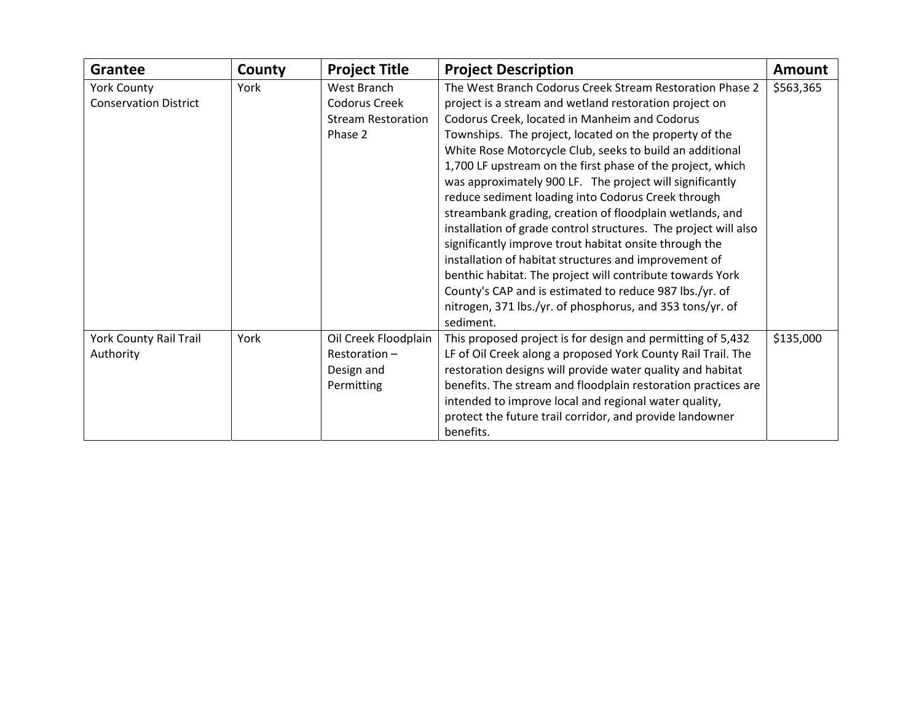| Grantee | County | Project Title | Project Description | Amount |
|---|---|---|---|---|
| York County Conservation District | York | West Branch Codorus Creek Stream Restoration Phase 2 | The West Branch Codorus Creek Stream Restoration Phase 2 project is a stream and wetland restoration project on Codorus Creek, located in Manheim and Codorus Townships. The project, located on the property of the White Rose Motorcycle Club, seeks to build an additional 1,700 LF upstream on the first phase of the project, which was approximately 900 LF. The project will significantly reduce sediment loading into Codorus Creek through streambank grading, creation of floodplain wetlands, and installation of grade control structures. The project will also significantly improve trout habitat onsite through the installation of habitat structures and improvement of benthic habitat. The project will contribute towards York County's CAP and is estimated to reduce 987 lbs./yr. of nitrogen, 371 lbs./yr. of phosphorus, and 353 tons/yr. of sediment. | $563,365 |
| York County Rail Trail Authority | York | Oil Creek Floodplain Restoration – Design and Permitting | This proposed project is for design and permitting of 5,432 LF of Oil Creek along a proposed York County Rail Trail. The restoration designs will provide water quality and habitat benefits. The stream and floodplain restoration practices are intended to improve local and regional water quality, protect the future trail corridor, and provide landowner benefits. | $135,000 |